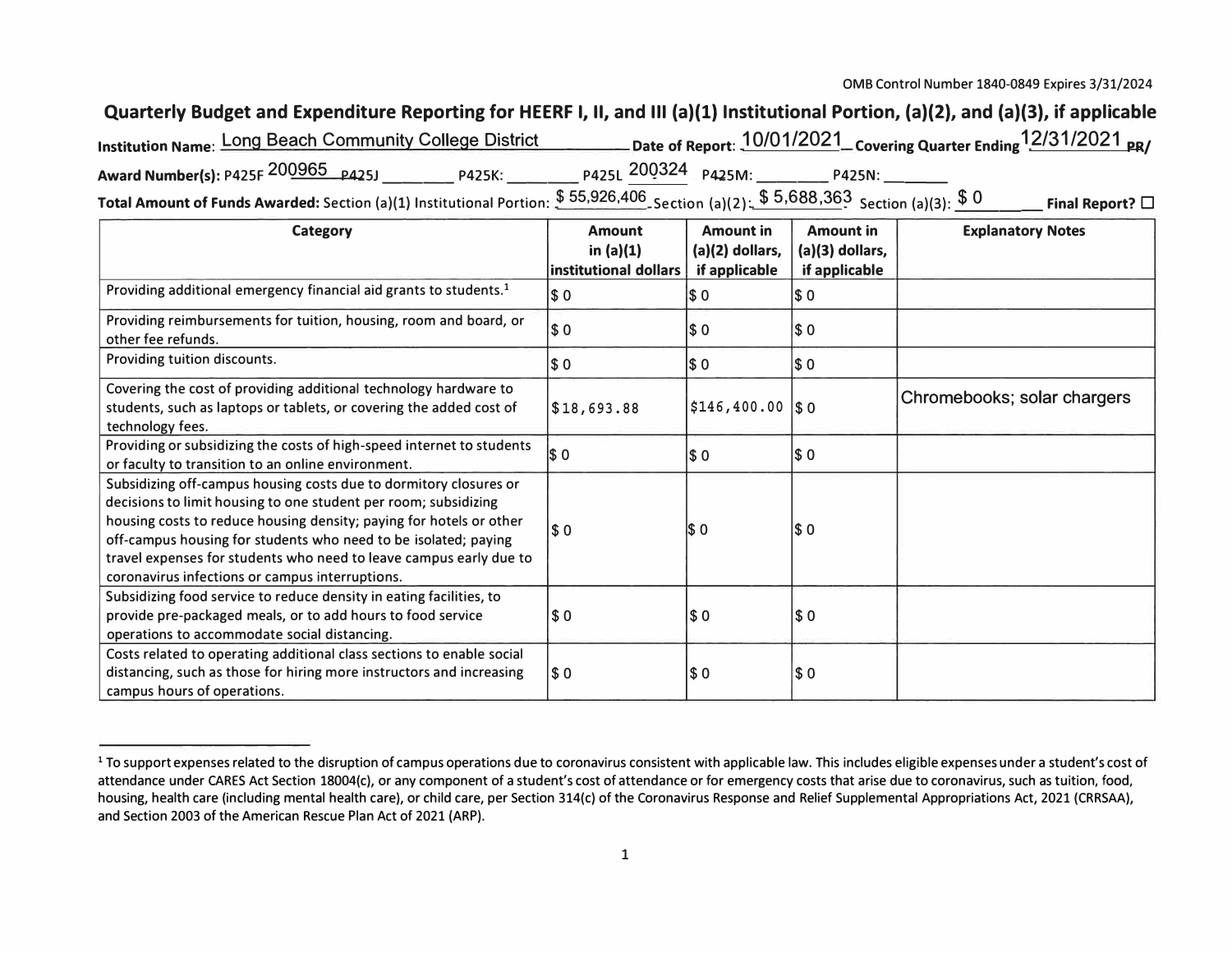OMB Control Number 1840-0849 Expires 3/31/2024

# Quarterly Budget and Expenditure Reporting for HEERF I, II, and III (a)(1) Institutional Portion, (a)(2), and (a)(3), if applicable

**Institution Name:** Long Beach Community College District **Date of Report:** 10/01/2021 **Covering Quarter Ending** 12/31/2021 ~~PR~~/

**Award Number(s):** P425F 200965 ~~P425J~~ ________ P425K: ________ P425L 200324 P425M: ________ P425N: ________

**Total Amount of Funds Awarded:** Section (a)(1) Institutional Portion: $ 55,926,406 Section (a)(2): $ 5,688,363 Section (a)(3): $ 0 **Final Report?** ☐

| Category | Amount in (a)(1) institutional dollars | Amount in (a)(2) dollars, if applicable | Amount in (a)(3) dollars, if applicable | Explanatory Notes |
|---|---|---|---|---|
| Providing additional emergency financial aid grants to students.[1] | $ 0 | $ 0 | $ 0 | |
| Providing reimbursements for tuition, housing, room and board, or other fee refunds. | $ 0 | $ 0 | $ 0 | |
| Providing tuition discounts. | $ 0 | $ 0 | $ 0 | |
| Covering the cost of providing additional technology hardware to students, such as laptops or tablets, or covering the added cost of technology fees. | $18,693.88 | $146,400.00 | $ 0 | Chromebooks; solar chargers |
| Providing or subsidizing the costs of high-speed internet to students or faculty to transition to an online environment. | $ 0 | $ 0 | $ 0 | |
| Subsidizing off-campus housing costs due to dormitory closures or decisions to limit housing to one student per room; subsidizing housing costs to reduce housing density; paying for hotels or other off-campus housing for students who need to be isolated; paying travel expenses for students who need to leave campus early due to coronavirus infections or campus interruptions. | $ 0 | $ 0 | $ 0 | |
| Subsidizing food service to reduce density in eating facilities, to provide pre-packaged meals, or to add hours to food service operations to accommodate social distancing. | $ 0 | $ 0 | $ 0 | |
| Costs related to operating additional class sections to enable social distancing, such as those for hiring more instructors and increasing campus hours of operations. | $ 0 | $ 0 | $ 0 | |

[1] To support expenses related to the disruption of campus operations due to coronavirus consistent with applicable law. This includes eligible expenses under a student's cost of attendance under CARES Act Section 18004(c), or any component of a student's cost of attendance or for emergency costs that arise due to coronavirus, such as tuition, food, housing, health care (including mental health care), or child care, per Section 314(c) of the Coronavirus Response and Relief Supplemental Appropriations Act, 2021 (CRRSAA), and Section 2003 of the American Rescue Plan Act of 2021 (ARP).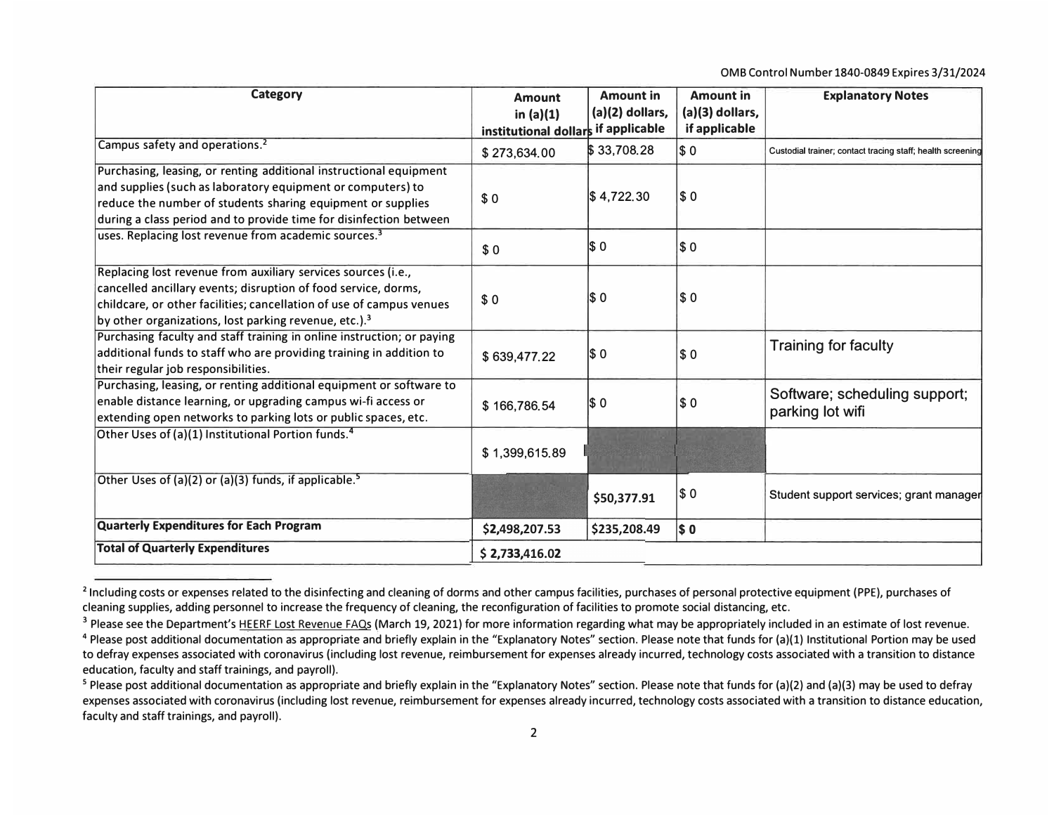OMB Control Number 1840-0849 Expires 3/31/2024

| Category | Amount in (a)(1) institutional dollars | Amount in (a)(2) dollars, if applicable | Amount in (a)(3) dollars, if applicable | Explanatory Notes |
|---|---|---|---|---|
| Campus safety and operations.[2] | $ 273,634.00 | $ 33,708.28 | $ 0 | Custodial trainer; contact tracing staff; health screening |
| Purchasing, leasing, or renting additional instructional equipment and supplies (such as laboratory equipment or computers) to reduce the number of students sharing equipment or supplies during a class period and to provide time for disinfection between uses. | $ 0 | $ 4,722.30 | $ 0 | |
| Replacing lost revenue from academic sources.[3] | $ 0 | $ 0 | $ 0 | |
| Replacing lost revenue from auxiliary services sources (i.e., cancelled ancillary events; disruption of food service, dorms, childcare, or other facilities; cancellation of use of campus venues by other organizations, lost parking revenue, etc.).[3] | $ 0 | $ 0 | $ 0 | |
| Purchasing faculty and staff training in online instruction; or paying additional funds to staff who are providing training in addition to their regular job responsibilities. | $ 639,477.22 | $ 0 | $ 0 | Training for faculty |
| Purchasing, leasing, or renting additional equipment or software to enable distance learning, or upgrading campus wi-fi access or extending open networks to parking lots or public spaces, etc. | $ 166,786.54 | $ 0 | $ 0 | Software; scheduling support; parking lot wifi |
| Other Uses of (a)(1) Institutional Portion funds.[4] | $ 1,399,615.89 | | | |
| Other Uses of (a)(2) or (a)(3) funds, if applicable.[5] | | $50,377.91 | $ 0 | Student support services; grant manager |
| **Quarterly Expenditures for Each Program** | **$2,498,207.53** | **$235,208.49** | **$ 0** | |
| **Total of Quarterly Expenditures** | **$ 2,733,416.02** | | | |

[2] Including costs or expenses related to the disinfecting and cleaning of dorms and other campus facilities, purchases of personal protective equipment (PPE), purchases of cleaning supplies, adding personnel to increase the frequency of cleaning, the reconfiguration of facilities to promote social distancing, etc.

[3] Please see the Department's HEERF Lost Revenue FAQs (March 19, 2021) for more information regarding what may be appropriately included in an estimate of lost revenue.

[4] Please post additional documentation as appropriate and briefly explain in the "Explanatory Notes" section. Please note that funds for (a)(1) Institutional Portion may be used to defray expenses associated with coronavirus (including lost revenue, reimbursement for expenses already incurred, technology costs associated with a transition to distance education, faculty and staff trainings, and payroll).

[5] Please post additional documentation as appropriate and briefly explain in the "Explanatory Notes" section. Please note that funds for (a)(2) and (a)(3) may be used to defray expenses associated with coronavirus (including lost revenue, reimbursement for expenses already incurred, technology costs associated with a transition to distance education, faculty and staff trainings, and payroll).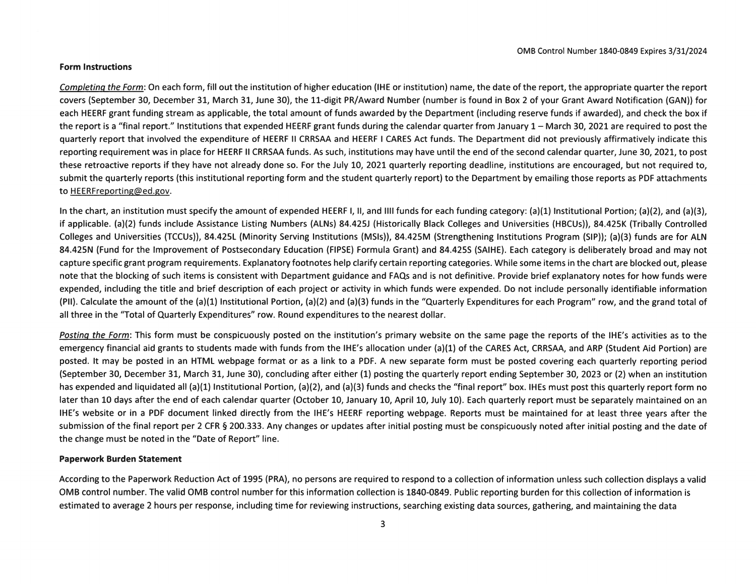**Form Instructions**

*Completing the Form*: On each form, fill out the institution of higher education (IHE or institution) name, the date of the report, the appropriate quarter the report covers (September 30, December 31, March 31, June 30), the 11-digit PR/Award Number (number is found in Box 2 of your Grant Award Notification (GAN)) for each HEERF grant funding stream as applicable, the total amount of funds awarded by the Department (including reserve funds if awarded), and check the box if the report is a "final report." Institutions that expended HEERF grant funds during the calendar quarter from January 1 – March 30, 2021 are required to post the quarterly report that involved the expenditure of HEERF II CRRSAA and HEERF I CARES Act funds. The Department did not previously affirmatively indicate this reporting requirement was in place for HEERF II CRRSAA funds. As such, institutions may have until the end of the second calendar quarter, June 30, 2021, to post these retroactive reports if they have not already done so. For the July 10, 2021 quarterly reporting deadline, institutions are encouraged, but not required to, submit the quarterly reports (this institutional reporting form and the student quarterly report) to the Department by emailing those reports as PDF attachments to HEERFreporting@ed.gov.

In the chart, an institution must specify the amount of expended HEERF I, II, and IIII funds for each funding category: (a)(1) Institutional Portion; (a)(2), and (a)(3), if applicable. (a)(2) funds include Assistance Listing Numbers (ALNs) 84.425J (Historically Black Colleges and Universities (HBCUs)), 84.425K (Tribally Controlled Colleges and Universities (TCCUs)), 84.425L (Minority Serving Institutions (MSIs)), 84.425M (Strengthening Institutions Program (SIP)); (a)(3) funds are for ALN 84.425N (Fund for the Improvement of Postsecondary Education (FIPSE) Formula Grant) and 84.425S (SAIHE). Each category is deliberately broad and may not capture specific grant program requirements. Explanatory footnotes help clarify certain reporting categories. While some items in the chart are blocked out, please note that the blocking of such items is consistent with Department guidance and FAQs and is not definitive. Provide brief explanatory notes for how funds were expended, including the title and brief description of each project or activity in which funds were expended. Do not include personally identifiable information (PII). Calculate the amount of the (a)(1) Institutional Portion, (a)(2) and (a)(3) funds in the "Quarterly Expenditures for each Program" row, and the grand total of all three in the "Total of Quarterly Expenditures" row. Round expenditures to the nearest dollar.

*Posting the Form*: This form must be conspicuously posted on the institution's primary website on the same page the reports of the IHE's activities as to the emergency financial aid grants to students made with funds from the IHE's allocation under (a)(1) of the CARES Act, CRRSAA, and ARP (Student Aid Portion) are posted. It may be posted in an HTML webpage format or as a link to a PDF. A new separate form must be posted covering each quarterly reporting period (September 30, December 31, March 31, June 30), concluding after either (1) posting the quarterly report ending September 30, 2023 or (2) when an institution has expended and liquidated all (a)(1) Institutional Portion, (a)(2), and (a)(3) funds and checks the "final report" box. IHEs must post this quarterly report form no later than 10 days after the end of each calendar quarter (October 10, January 10, April 10, July 10). Each quarterly report must be separately maintained on an IHE's website or in a PDF document linked directly from the IHE's HEERF reporting webpage. Reports must be maintained for at least three years after the submission of the final report per 2 CFR § 200.333. Any changes or updates after initial posting must be conspicuously noted after initial posting and the date of the change must be noted in the "Date of Report" line.

**Paperwork Burden Statement**

According to the Paperwork Reduction Act of 1995 (PRA), no persons are required to respond to a collection of information unless such collection displays a valid OMB control number. The valid OMB control number for this information collection is 1840-0849. Public reporting burden for this collection of information is estimated to average 2 hours per response, including time for reviewing instructions, searching existing data sources, gathering, and maintaining the data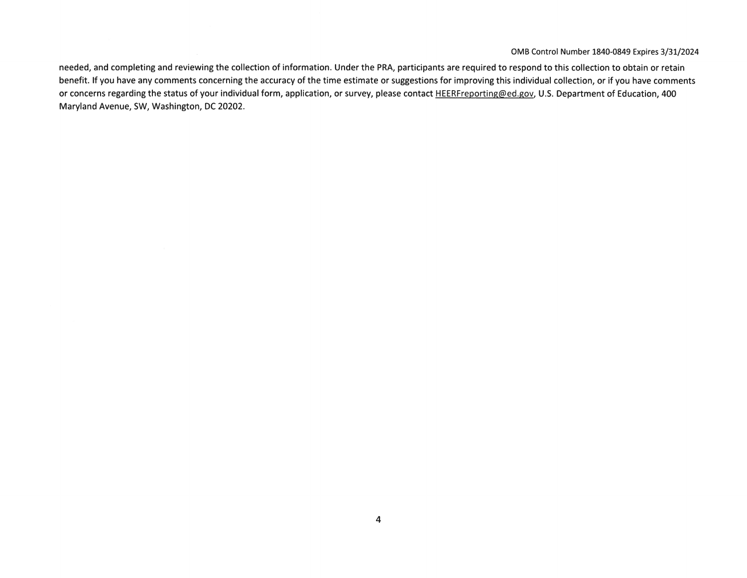needed, and completing and reviewing the collection of information. Under the PRA, participants are required to respond to this collection to obtain or retain benefit. If you have any comments concerning the accuracy of the time estimate or suggestions for improving this individual collection, or if you have comments or concerns regarding the status of your individual form, application, or survey, please contact HEERFreporting@ed.gov, U.S. Department of Education, 400 Maryland Avenue, SW, Washington, DC 20202.